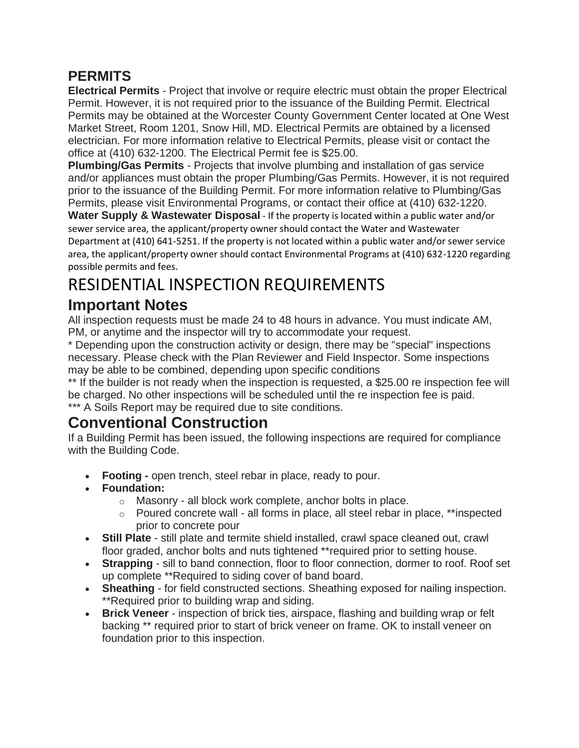## PERMITS

**Electrical Permits** - Project that involve or require electric must obtain the proper Electrical Permit. However, it is not required prior to the issuance of the Building Permit. Electrical Permits may be obtained at the Worcester County Government Center located at One West Market Street, Room 1201, Snow Hill, MD. Electrical Permits are obtained by a licensed electrician. For more information relative to Electrical Permits, please visit or contact the office at (410) 632-1200. The Electrical Permit fee is $25.00.

**Plumbing/Gas Permits** - Projects that involve plumbing and installation of gas service and/or appliances must obtain the proper Plumbing/Gas Permits. However, it is not required prior to the issuance of the Building Permit. For more information relative to Plumbing/Gas Permits, please visit Environmental Programs, or contact their office at (410) 632-1220.

**Water Supply & Wastewater Disposal** - If the property is located within a public water and/or sewer service area, the applicant/property owner should contact the Water and Wastewater Department at (410) 641-5251. If the property is not located within a public water and/or sewer service area, the applicant/property owner should contact Environmental Programs at (410) 632-1220 regarding possible permits and fees.

# RESIDENTIAL INSPECTION REQUIREMENTS

## Important Notes

All inspection requests must be made 24 to 48 hours in advance. You must indicate AM, PM, or anytime and the inspector will try to accommodate your request.

* Depending upon the construction activity or design, there may be "special" inspections necessary. Please check with the Plan Reviewer and Field Inspector. Some inspections may be able to be combined, depending upon specific conditions

** If the builder is not ready when the inspection is requested, a $25.00 re inspection fee will be charged. No other inspections will be scheduled until the re inspection fee is paid.

*** A Soils Report may be required due to site conditions.

## Conventional Construction

If a Building Permit has been issued, the following inspections are required for compliance with the Building Code.

- **Footing -** open trench, steel rebar in place, ready to pour.
- **Foundation:**
  - Masonry - all block work complete, anchor bolts in place.
  - Poured concrete wall - all forms in place, all steel rebar in place, **inspected prior to concrete pour
- **Still Plate** - still plate and termite shield installed, crawl space cleaned out, crawl floor graded, anchor bolts and nuts tightened **required prior to setting house.
- **Strapping** - sill to band connection, floor to floor connection, dormer to roof. Roof set up complete **Required to siding cover of band board.
- **Sheathing** - for field constructed sections. Sheathing exposed for nailing inspection. **Required prior to building wrap and siding.
- **Brick Veneer** - inspection of brick ties, airspace, flashing and building wrap or felt backing ** required prior to start of brick veneer on frame. OK to install veneer on foundation prior to this inspection.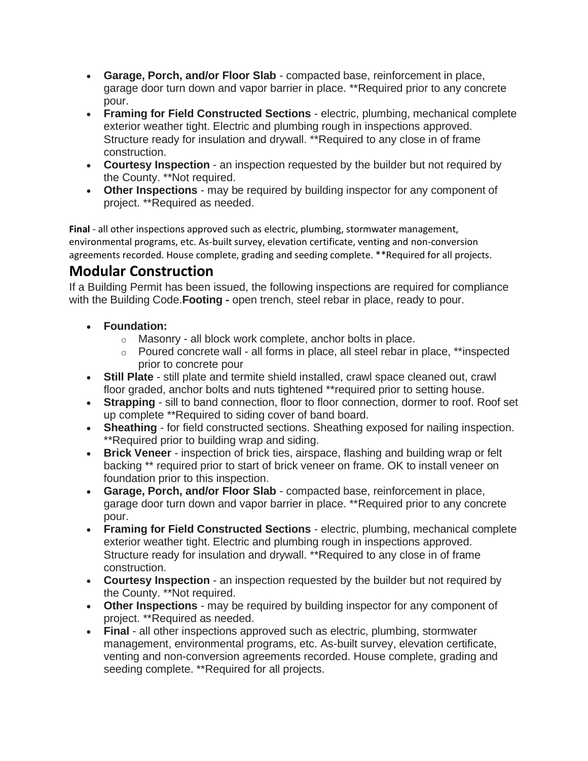- **Garage, Porch, and/or Floor Slab** - compacted base, reinforcement in place, garage door turn down and vapor barrier in place. **Required prior to any concrete pour.
- **Framing for Field Constructed Sections** - electric, plumbing, mechanical complete exterior weather tight. Electric and plumbing rough in inspections approved. Structure ready for insulation and drywall. **Required to any close in of frame construction.
- **Courtesy Inspection** - an inspection requested by the builder but not required by the County. **Not required.
- **Other Inspections** - may be required by building inspector for any component of project. **Required as needed.

**Final** - all other inspections approved such as electric, plumbing, stormwater management, environmental programs, etc. As-built survey, elevation certificate, venting and non-conversion agreements recorded. House complete, grading and seeding complete. **Required for all projects.

## Modular Construction

If a Building Permit has been issued, the following inspections are required for compliance with the Building Code.**Footing -** open trench, steel rebar in place, ready to pour.

- **Foundation:**
  - Masonry - all block work complete, anchor bolts in place.
  - Poured concrete wall - all forms in place, all steel rebar in place, **inspected prior to concrete pour
- **Still Plate** - still plate and termite shield installed, crawl space cleaned out, crawl floor graded, anchor bolts and nuts tightened **required prior to setting house.
- **Strapping** - sill to band connection, floor to floor connection, dormer to roof. Roof set up complete **Required to siding cover of band board.
- **Sheathing** - for field constructed sections. Sheathing exposed for nailing inspection. **Required prior to building wrap and siding.
- **Brick Veneer** - inspection of brick ties, airspace, flashing and building wrap or felt backing ** required prior to start of brick veneer on frame. OK to install veneer on foundation prior to this inspection.
- **Garage, Porch, and/or Floor Slab** - compacted base, reinforcement in place, garage door turn down and vapor barrier in place. **Required prior to any concrete pour.
- **Framing for Field Constructed Sections** - electric, plumbing, mechanical complete exterior weather tight. Electric and plumbing rough in inspections approved. Structure ready for insulation and drywall. **Required to any close in of frame construction.
- **Courtesy Inspection** - an inspection requested by the builder but not required by the County. **Not required.
- **Other Inspections** - may be required by building inspector for any component of project. **Required as needed.
- **Final** - all other inspections approved such as electric, plumbing, stormwater management, environmental programs, etc. As-built survey, elevation certificate, venting and non-conversion agreements recorded. House complete, grading and seeding complete. **Required for all projects.